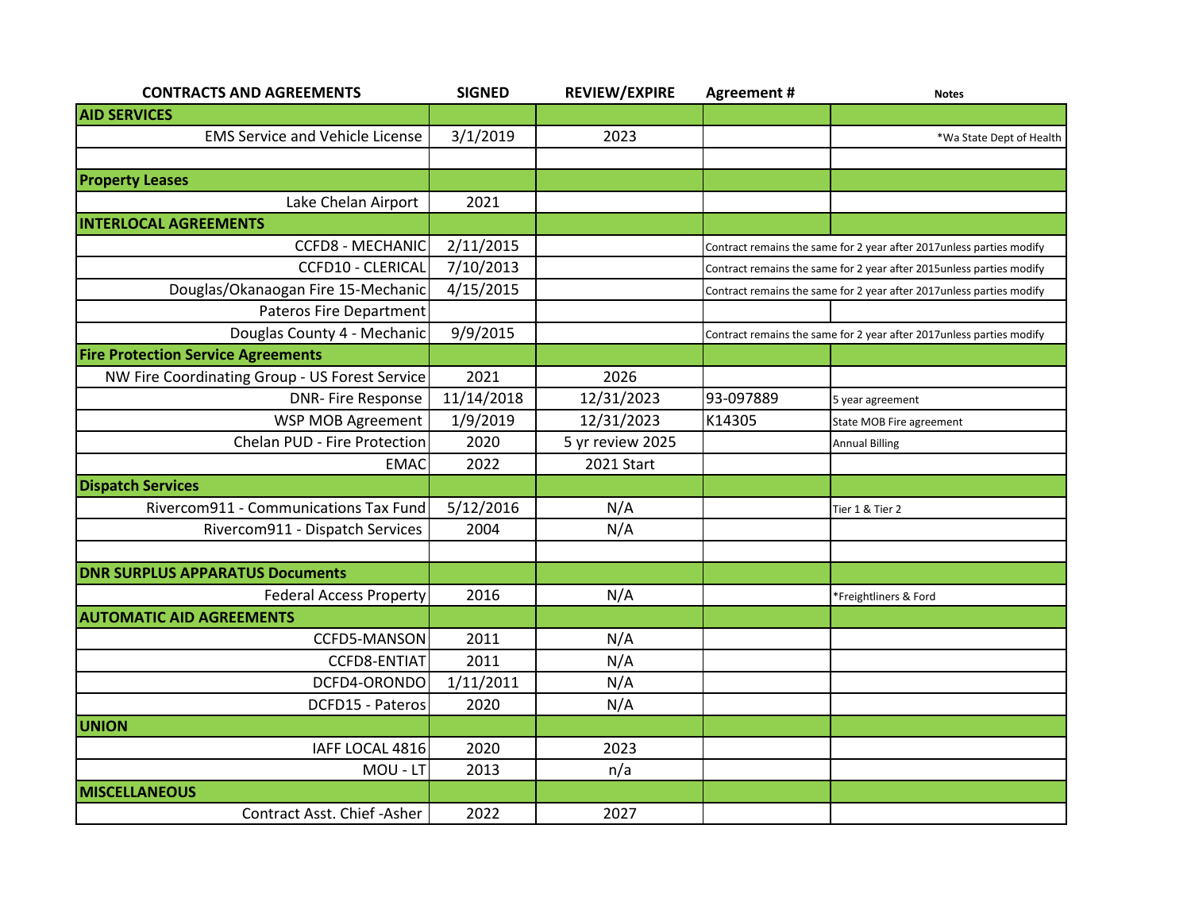| CONTRACTS AND AGREEMENTS | SIGNED | REVIEW/EXPIRE | Agreement # | Notes |
|---|---|---|---|---|
| **AID SERVICES** | | | | |
| EMS Service and Vehicle License | 3/1/2019 | 2023 | | *Wa State Dept of Health |
| | | | | |
| **Property Leases** | | | | |
| Lake Chelan Airport | 2021 | | | |
| **INTERLOCAL AGREEMENTS** | | | | |
| CCFD8 - MECHANIC | 2/11/2015 | | Contract remains the same for 2 year after 2017unless parties modify | |
| CCFD10 - CLERICAL | 7/10/2013 | | Contract remains the same for 2 year after 2015unless parties modify | |
| Douglas/Okanaogan Fire 15-Mechanic | 4/15/2015 | | Contract remains the same for 2 year after 2017unless parties modify | |
| Pateros Fire Department | | | | |
| Douglas County 4 - Mechanic | 9/9/2015 | | Contract remains the same for 2 year after 2017unless parties modify | |
| **Fire Protection Service Agreements** | | | | |
| NW Fire Coordinating Group - US Forest Service | 2021 | 2026 | | |
| DNR- Fire Response | 11/14/2018 | 12/31/2023 | 93-097889 | 5 year agreement |
| WSP MOB Agreement | 1/9/2019 | 12/31/2023 | K14305 | State MOB Fire agreement |
| Chelan PUD - Fire Protection | 2020 | 5 yr review 2025 | | Annual Billing |
| EMAC | 2022 | 2021 Start | | |
| **Dispatch Services** | | | | |
| Rivercom911 - Communications Tax Fund | 5/12/2016 | N/A | | Tier 1 & Tier 2 |
| Rivercom911 - Dispatch Services | 2004 | N/A | | |
| | | | | |
| **DNR SURPLUS APPARATUS Documents** | | | | |
| Federal Access Property | 2016 | N/A | | *Freightliners & Ford |
| **AUTOMATIC AID AGREEMENTS** | | | | |
| CCFD5-MANSON | 2011 | N/A | | |
| CCFD8-ENTIAT | 2011 | N/A | | |
| DCFD4-ORONDO | 1/11/2011 | N/A | | |
| DCFD15 - Pateros | 2020 | N/A | | |
| **UNION** | | | | |
| IAFF LOCAL 4816 | 2020 | 2023 | | |
| MOU - LT | 2013 | n/a | | |
| **MISCELLANEOUS** | | | | |
| Contract Asst. Chief -Asher | 2022 | 2027 | | |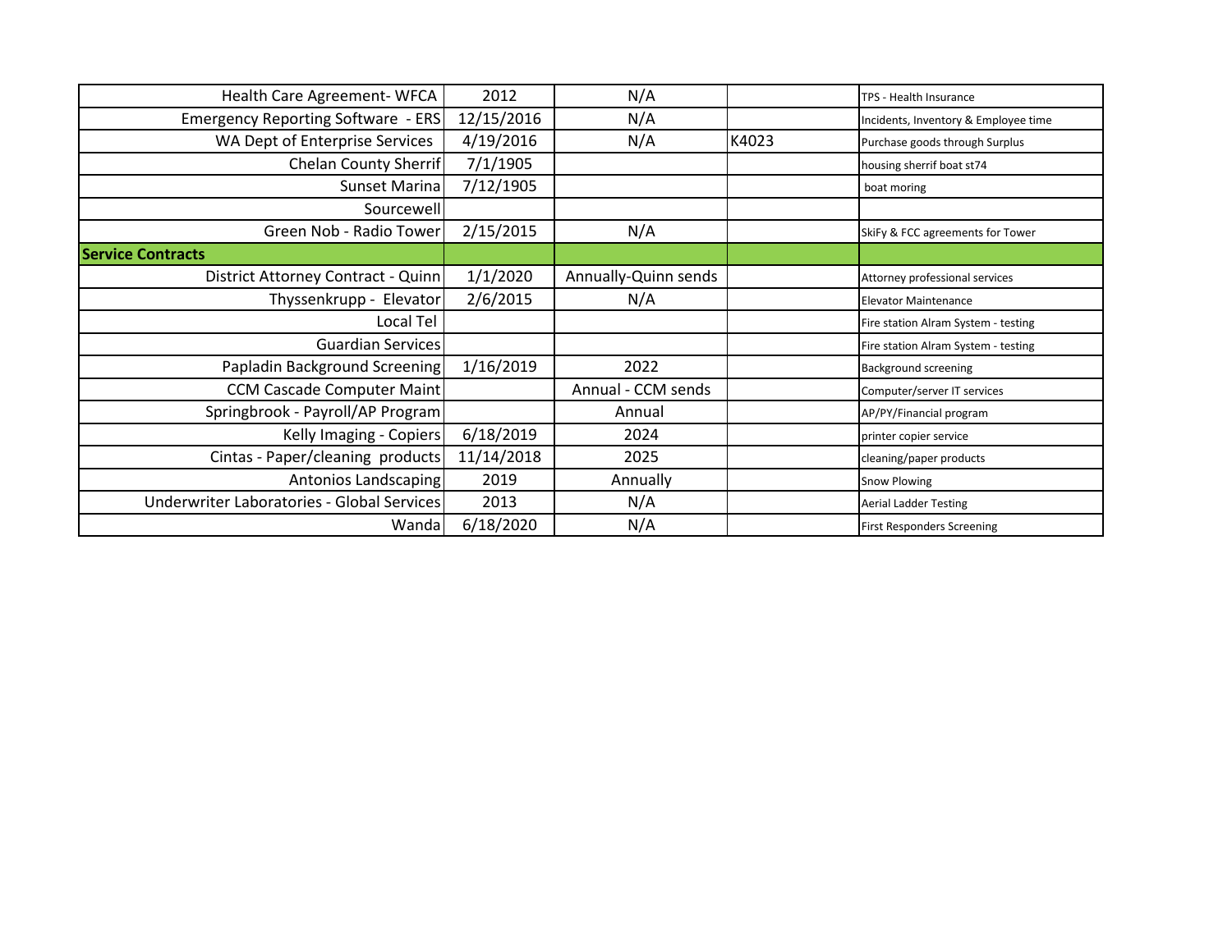| | | | | |
|---|---|---|---|---|
| Health Care Agreement- WFCA | 2012 | N/A | | TPS - Health Insurance |
| Emergency Reporting Software - ERS | 12/15/2016 | N/A | | Incidents, Inventory & Employee time |
| WA Dept of Enterprise Services | 4/19/2016 | N/A | K4023 | Purchase goods through Surplus |
| Chelan County Sherrif | 7/1/1905 | | | housing sherrif boat st74 |
| Sunset Marina | 7/12/1905 | | | boat moring |
| Sourcewell | | | | |
| Green Nob - Radio Tower | 2/15/2015 | N/A | | SkiFy & FCC agreements for Tower |
| **Service Contracts** | | | | |
| District Attorney Contract - Quinn | 1/1/2020 | Annually-Quinn sends | | Attorney professional services |
| Thyssenkrupp - Elevator | 2/6/2015 | N/A | | Elevator Maintenance |
| Local Tel | | | | Fire station Alram System - testing |
| Guardian Services | | | | Fire station Alram System - testing |
| Papladin Background Screening | 1/16/2019 | 2022 | | Background screening |
| CCM Cascade Computer Maint | | Annual - CCM sends | | Computer/server IT services |
| Springbrook - Payroll/AP Program | | Annual | | AP/PY/Financial program |
| Kelly Imaging - Copiers | 6/18/2019 | 2024 | | printer copier service |
| Cintas - Paper/cleaning products | 11/14/2018 | 2025 | | cleaning/paper products |
| Antonios Landscaping | 2019 | Annually | | Snow Plowing |
| Underwriter Laboratories - Global Services | 2013 | N/A | | Aerial Ladder Testing |
| Wanda | 6/18/2020 | N/A | | First Responders Screening |